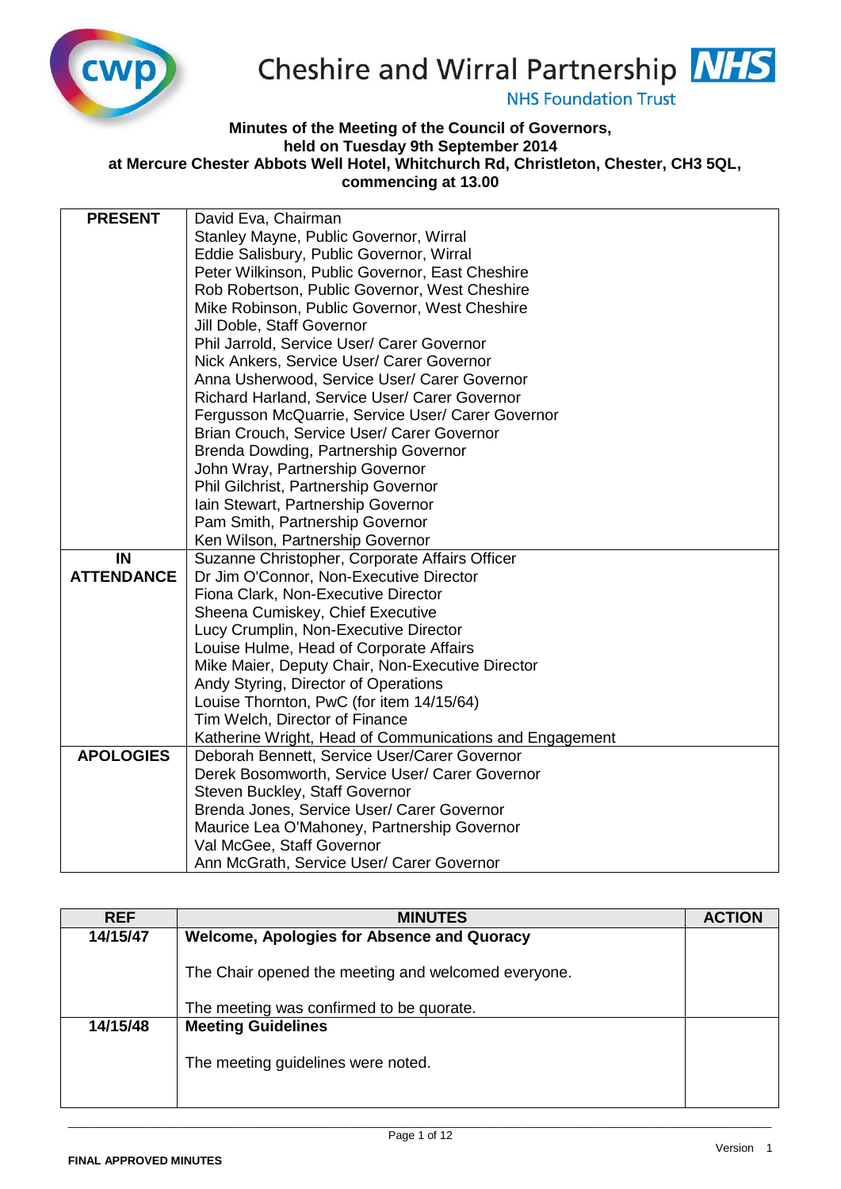Cheshire and Wirral Partnership NHS Foundation Trust

**Minutes of the Meeting of the Council of Governors,**
**held on Tuesday 9th September 2014**
**at Mercure Chester Abbots Well Hotel, Whitchurch Rd, Christleton, Chester, CH3 5QL,**
**commencing at 13.00**

| | |
|---|---|
| **PRESENT** | David Eva, Chairman<br>Stanley Mayne, Public Governor, Wirral<br>Eddie Salisbury, Public Governor, Wirral<br>Peter Wilkinson, Public Governor, East Cheshire<br>Rob Robertson, Public Governor, West Cheshire<br>Mike Robinson, Public Governor, West Cheshire<br>Jill Doble, Staff Governor<br>Phil Jarrold, Service User/ Carer Governor<br>Nick Ankers, Service User/ Carer Governor<br>Anna Usherwood, Service User/ Carer Governor<br>Richard Harland, Service User/ Carer Governor<br>Fergusson McQuarrie, Service User/ Carer Governor<br>Brian Crouch, Service User/ Carer Governor<br>Brenda Dowding, Partnership Governor<br>John Wray, Partnership Governor<br>Phil Gilchrist, Partnership Governor<br>Iain Stewart, Partnership Governor<br>Pam Smith, Partnership Governor<br>Ken Wilson, Partnership Governor |
| **IN ATTENDANCE** | Suzanne Christopher, Corporate Affairs Officer<br>Dr Jim O'Connor, Non-Executive Director<br>Fiona Clark, Non-Executive Director<br>Sheena Cumiskey, Chief Executive<br>Lucy Crumplin, Non-Executive Director<br>Louise Hulme, Head of Corporate Affairs<br>Mike Maier, Deputy Chair, Non-Executive Director<br>Andy Styring, Director of Operations<br>Louise Thornton, PwC (for item 14/15/64)<br>Tim Welch, Director of Finance<br>Katherine Wright, Head of Communications and Engagement |
| **APOLOGIES** | Deborah Bennett, Service User/Carer Governor<br>Derek Bosomworth, Service User/ Carer Governor<br>Steven Buckley, Staff Governor<br>Brenda Jones, Service User/ Carer Governor<br>Maurice Lea O'Mahoney, Partnership Governor<br>Val McGee, Staff Governor<br>Ann McGrath, Service User/ Carer Governor |

| REF | MINUTES | ACTION |
|---|---|---|
| 14/15/47 | **Welcome, Apologies for Absence and Quoracy**<br><br>The Chair opened the meeting and welcomed everyone.<br><br>The meeting was confirmed to be quorate. | |
| 14/15/48 | **Meeting Guidelines**<br><br>The meeting guidelines were noted. | |

FINAL APPROVED MINUTES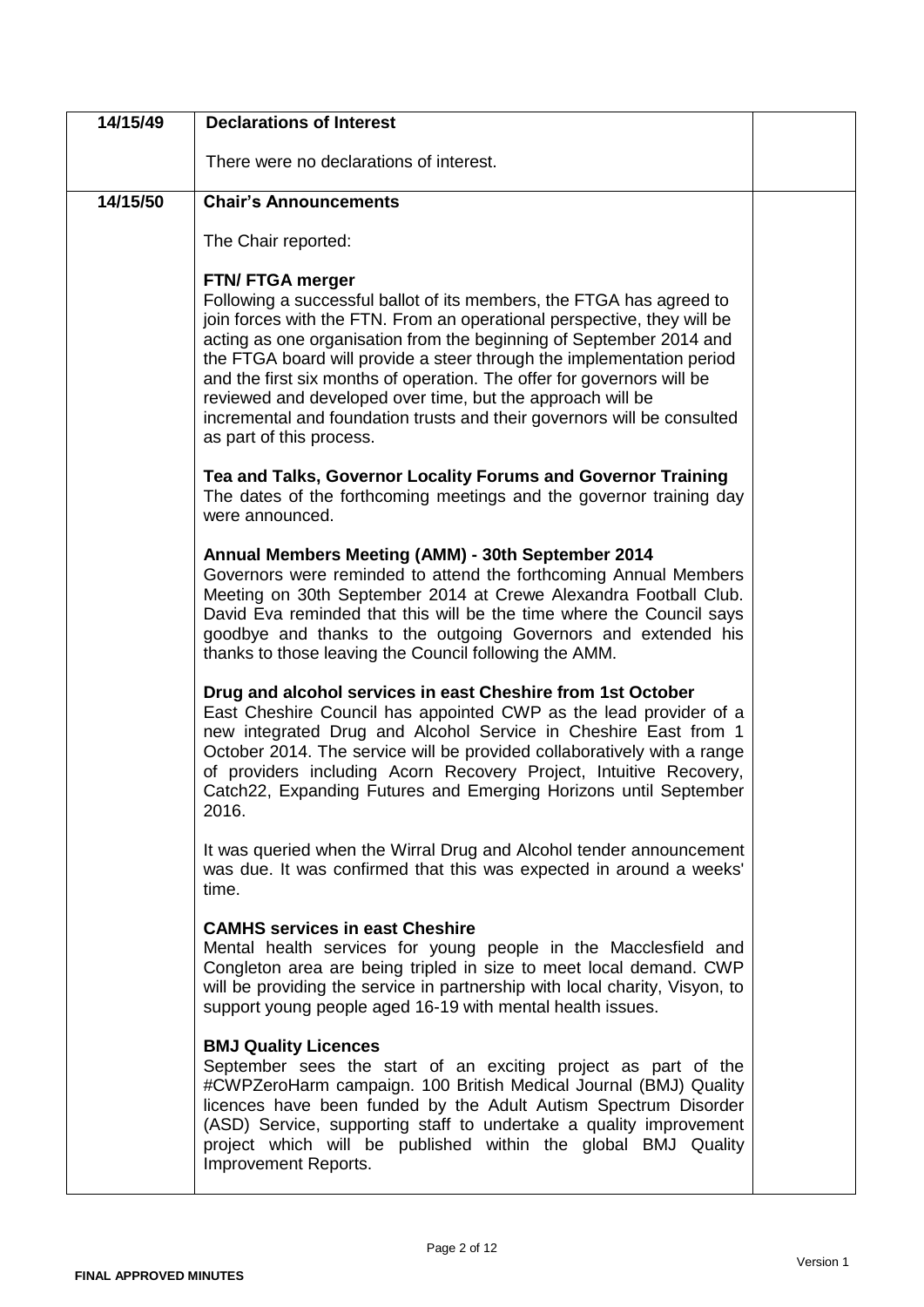| | | |
|---|---|---|
| **14/15/49** | **Declarations of Interest**<br><br>There were no declarations of interest. | |
| **14/15/50** | **Chair's Announcements**<br><br>The Chair reported:<br><br>**FTN/ FTGA merger**<br>Following a successful ballot of its members, the FTGA has agreed to join forces with the FTN. From an operational perspective, they will be acting as one organisation from the beginning of September 2014 and the FTGA board will provide a steer through the implementation period and the first six months of operation. The offer for governors will be reviewed and developed over time, but the approach will be incremental and foundation trusts and their governors will be consulted as part of this process.<br><br>**Tea and Talks, Governor Locality Forums and Governor Training**<br>The dates of the forthcoming meetings and the governor training day were announced.<br><br>**Annual Members Meeting (AMM) - 30th September 2014**<br>Governors were reminded to attend the forthcoming Annual Members Meeting on 30th September 2014 at Crewe Alexandra Football Club. David Eva reminded that this will be the time where the Council says goodbye and thanks to the outgoing Governors and extended his thanks to those leaving the Council following the AMM.<br><br>**Drug and alcohol services in east Cheshire from 1st October**<br>East Cheshire Council has appointed CWP as the lead provider of a new integrated Drug and Alcohol Service in Cheshire East from 1 October 2014. The service will be provided collaboratively with a range of providers including Acorn Recovery Project, Intuitive Recovery, Catch22, Expanding Futures and Emerging Horizons until September 2016.<br><br>It was queried when the Wirral Drug and Alcohol tender announcement was due. It was confirmed that this was expected in around a weeks' time.<br><br>**CAMHS services in east Cheshire**<br>Mental health services for young people in the Macclesfield and Congleton area are being tripled in size to meet local demand. CWP will be providing the service in partnership with local charity, Visyon, to support young people aged 16-19 with mental health issues.<br><br>**BMJ Quality Licences**<br>September sees the start of an exciting project as part of the #CWPZeroHarm campaign. 100 British Medical Journal (BMJ) Quality licences have been funded by the Adult Autism Spectrum Disorder (ASD) Service, supporting staff to undertake a quality improvement project which will be published within the global BMJ Quality Improvement Reports. | |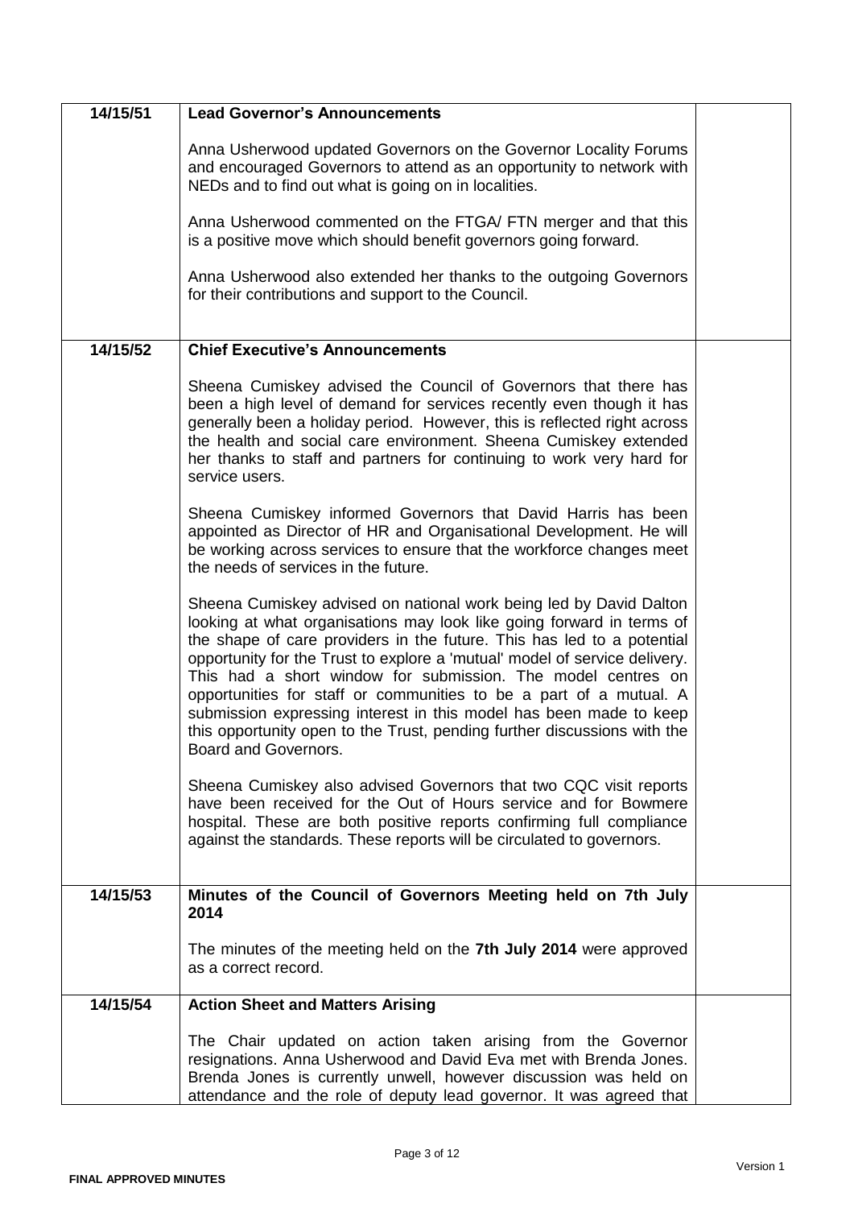| 14/15/51 | **Lead Governor's Announcements**<br><br>Anna Usherwood updated Governors on the Governor Locality Forums and encouraged Governors to attend as an opportunity to network with NEDs and to find out what is going on in localities.<br><br>Anna Usherwood commented on the FTGA/ FTN merger and that this is a positive move which should benefit governors going forward.<br><br>Anna Usherwood also extended her thanks to the outgoing Governors for their contributions and support to the Council. | |
|---|---|---|
| 14/15/52 | **Chief Executive's Announcements**<br><br>Sheena Cumiskey advised the Council of Governors that there has been a high level of demand for services recently even though it has generally been a holiday period. However, this is reflected right across the health and social care environment. Sheena Cumiskey extended her thanks to staff and partners for continuing to work very hard for service users.<br><br>Sheena Cumiskey informed Governors that David Harris has been appointed as Director of HR and Organisational Development. He will be working across services to ensure that the workforce changes meet the needs of services in the future.<br><br>Sheena Cumiskey advised on national work being led by David Dalton looking at what organisations may look like going forward in terms of the shape of care providers in the future. This has led to a potential opportunity for the Trust to explore a 'mutual' model of service delivery. This had a short window for submission. The model centres on opportunities for staff or communities to be a part of a mutual. A submission expressing interest in this model has been made to keep this opportunity open to the Trust, pending further discussions with the Board and Governors.<br><br>Sheena Cumiskey also advised Governors that two CQC visit reports have been received for the Out of Hours service and for Bowmere hospital. These are both positive reports confirming full compliance against the standards. These reports will be circulated to governors. | |
| 14/15/53 | **Minutes of the Council of Governors Meeting held on 7th July 2014**<br><br>The minutes of the meeting held on the **7th July 2014** were approved as a correct record. | |
| 14/15/54 | **Action Sheet and Matters Arising**<br><br>The Chair updated on action taken arising from the Governor resignations. Anna Usherwood and David Eva met with Brenda Jones. Brenda Jones is currently unwell, however discussion was held on attendance and the role of deputy lead governor. It was agreed that | |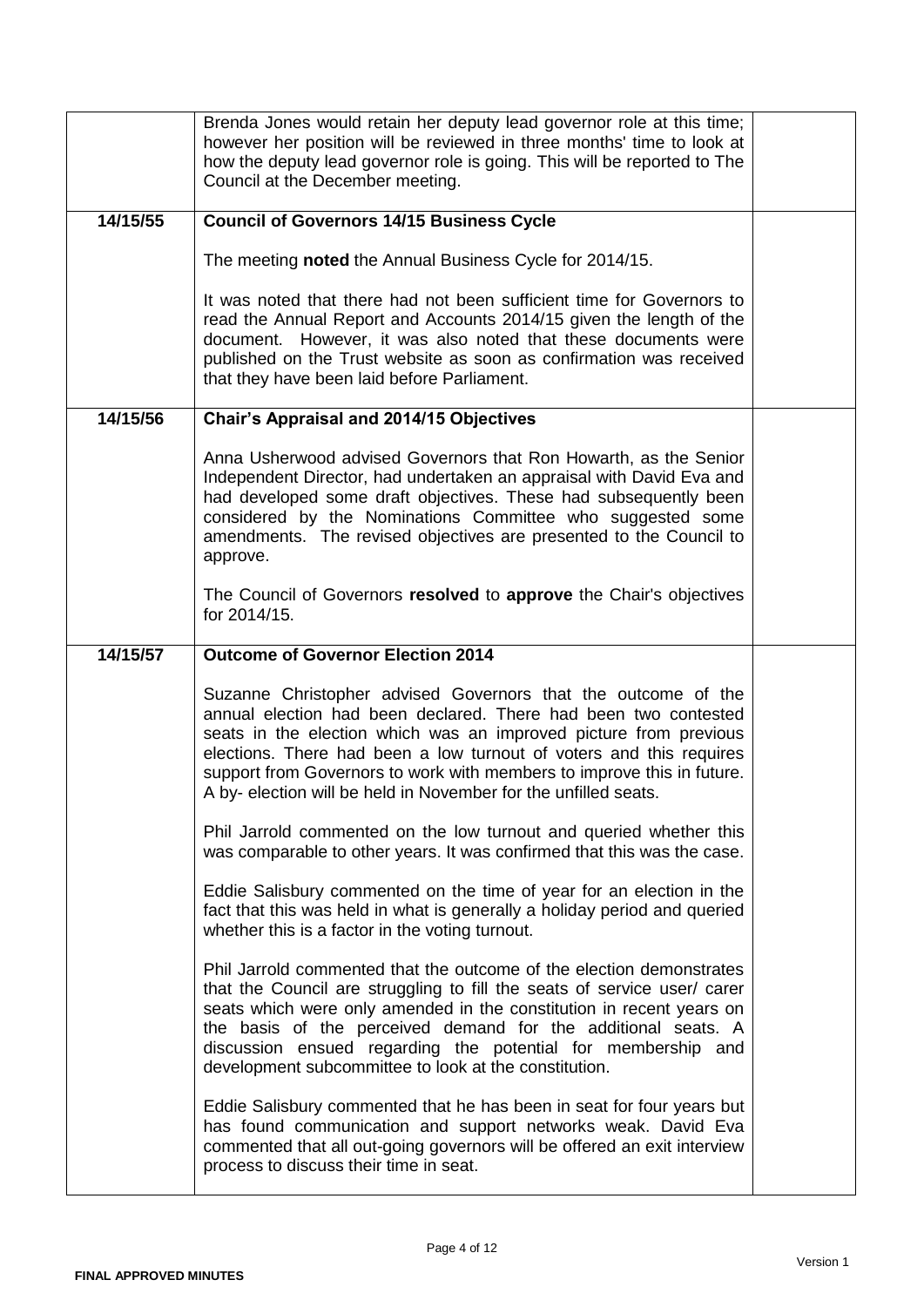| | | |
|---|---|---|
| | Brenda Jones would retain her deputy lead governor role at this time; however her position will be reviewed in three months' time to look at how the deputy lead governor role is going. This will be reported to The Council at the December meeting. | |
| **14/15/55** | **Council of Governors 14/15 Business Cycle**<br><br>The meeting **noted** the Annual Business Cycle for 2014/15.<br><br>It was noted that there had not been sufficient time for Governors to read the Annual Report and Accounts 2014/15 given the length of the document. However, it was also noted that these documents were published on the Trust website as soon as confirmation was received that they have been laid before Parliament. | |
| **14/15/56** | **Chair's Appraisal and 2014/15 Objectives**<br><br>Anna Usherwood advised Governors that Ron Howarth, as the Senior Independent Director, had undertaken an appraisal with David Eva and had developed some draft objectives. These had subsequently been considered by the Nominations Committee who suggested some amendments. The revised objectives are presented to the Council to approve.<br><br>The Council of Governors **resolved** to **approve** the Chair's objectives for 2014/15. | |
| **14/15/57** | **Outcome of Governor Election 2014**<br><br>Suzanne Christopher advised Governors that the outcome of the annual election had been declared. There had been two contested seats in the election which was an improved picture from previous elections. There had been a low turnout of voters and this requires support from Governors to work with members to improve this in future. A by- election will be held in November for the unfilled seats.<br><br>Phil Jarrold commented on the low turnout and queried whether this was comparable to other years. It was confirmed that this was the case.<br><br>Eddie Salisbury commented on the time of year for an election in the fact that this was held in what is generally a holiday period and queried whether this is a factor in the voting turnout.<br><br>Phil Jarrold commented that the outcome of the election demonstrates that the Council are struggling to fill the seats of service user/ carer seats which were only amended in the constitution in recent years on the basis of the perceived demand for the additional seats. A discussion ensued regarding the potential for membership and development subcommittee to look at the constitution.<br><br>Eddie Salisbury commented that he has been in seat for four years but has found communication and support networks weak. David Eva commented that all out-going governors will be offered an exit interview process to discuss their time in seat. | |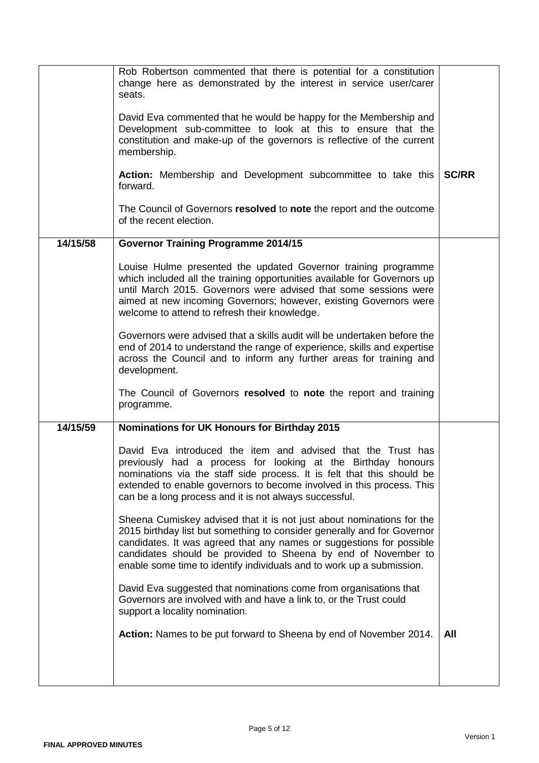| | | |
|---|---|---|
| | Rob Robertson commented that there is potential for a constitution change here as demonstrated by the interest in service user/carer seats.<br><br>David Eva commented that he would be happy for the Membership and Development sub-committee to look at this to ensure that the constitution and make-up of the governors is reflective of the current membership.<br><br>**Action:** Membership and Development subcommittee to take this forward.<br><br>The Council of Governors **resolved** to **note** the report and the outcome of the recent election. | **SC/RR** |
| **14/15/58** | **Governor Training Programme 2014/15**<br><br>Louise Hulme presented the updated Governor training programme which included all the training opportunities available for Governors up until March 2015. Governors were advised that some sessions were aimed at new incoming Governors; however, existing Governors were welcome to attend to refresh their knowledge.<br><br>Governors were advised that a skills audit will be undertaken before the end of 2014 to understand the range of experience, skills and expertise across the Council and to inform any further areas for training and development.<br><br>The Council of Governors **resolved** to **note** the report and training programme. | |
| **14/15/59** | **Nominations for UK Honours for Birthday 2015**<br><br>David Eva introduced the item and advised that the Trust has previously had a process for looking at the Birthday honours nominations via the staff side process. It is felt that this should be extended to enable governors to become involved in this process. This can be a long process and it is not always successful.<br><br>Sheena Cumiskey advised that it is not just about nominations for the 2015 birthday list but something to consider generally and for Governor candidates. It was agreed that any names or suggestions for possible candidates should be provided to Sheena by end of November to enable some time to identify individuals and to work up a submission.<br><br>David Eva suggested that nominations come from organisations that Governors are involved with and have a link to, or the Trust could support a locality nomination.<br><br>**Action:** Names to be put forward to Sheena by end of November 2014. | **All** |

**FINAL APPROVED MINUTES**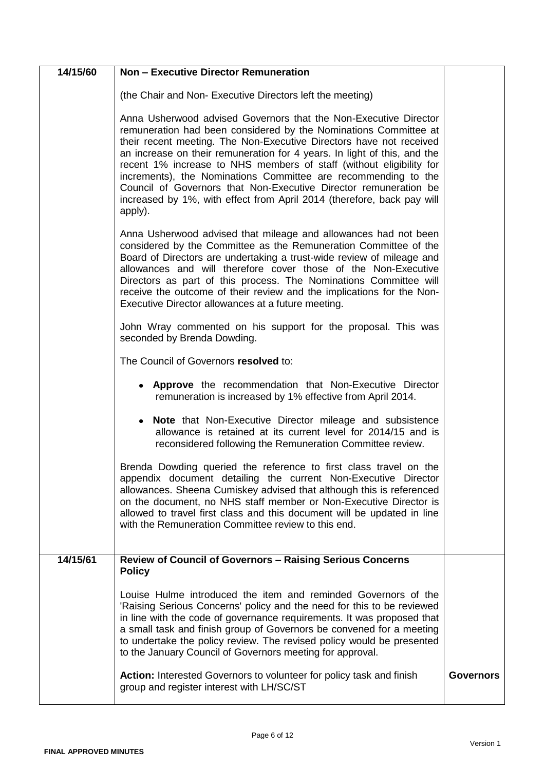| | | |
|---|---|---|
| **14/15/60** | **Non – Executive Director Remuneration**<br><br>(the Chair and Non- Executive Directors left the meeting)<br><br>Anna Usherwood advised Governors that the Non-Executive Director remuneration had been considered by the Nominations Committee at their recent meeting. The Non-Executive Directors have not received an increase on their remuneration for 4 years. In light of this, and the recent 1% increase to NHS members of staff (without eligibility for increments), the Nominations Committee are recommending to the Council of Governors that Non-Executive Director remuneration be increased by 1%, with effect from April 2014 (therefore, back pay will apply).<br><br>Anna Usherwood advised that mileage and allowances had not been considered by the Committee as the Remuneration Committee of the Board of Directors are undertaking a trust-wide review of mileage and allowances and will therefore cover those of the Non-Executive Directors as part of this process. The Nominations Committee will receive the outcome of their review and the implications for the Non-Executive Director allowances at a future meeting.<br><br>John Wray commented on his support for the proposal. This was seconded by Brenda Dowding.<br><br>The Council of Governors **resolved** to:<br><br>• **Approve** the recommendation that Non-Executive Director remuneration is increased by 1% effective from April 2014.<br><br>• **Note** that Non-Executive Director mileage and subsistence allowance is retained at its current level for 2014/15 and is reconsidered following the Remuneration Committee review.<br><br>Brenda Dowding queried the reference to first class travel on the appendix document detailing the current Non-Executive Director allowances. Sheena Cumiskey advised that although this is referenced on the document, no NHS staff member or Non-Executive Director is allowed to travel first class and this document will be updated in line with the Remuneration Committee review to this end. | |
| **14/15/61** | **Review of Council of Governors – Raising Serious Concerns Policy**<br><br>Louise Hulme introduced the item and reminded Governors of the 'Raising Serious Concerns' policy and the need for this to be reviewed in line with the code of governance requirements. It was proposed that a small task and finish group of Governors be convened for a meeting to undertake the policy review. The revised policy would be presented to the January Council of Governors meeting for approval.<br><br>**Action:** Interested Governors to volunteer for policy task and finish group and register interest with LH/SC/ST | **Governors** |

FINAL APPROVED MINUTES

Version 1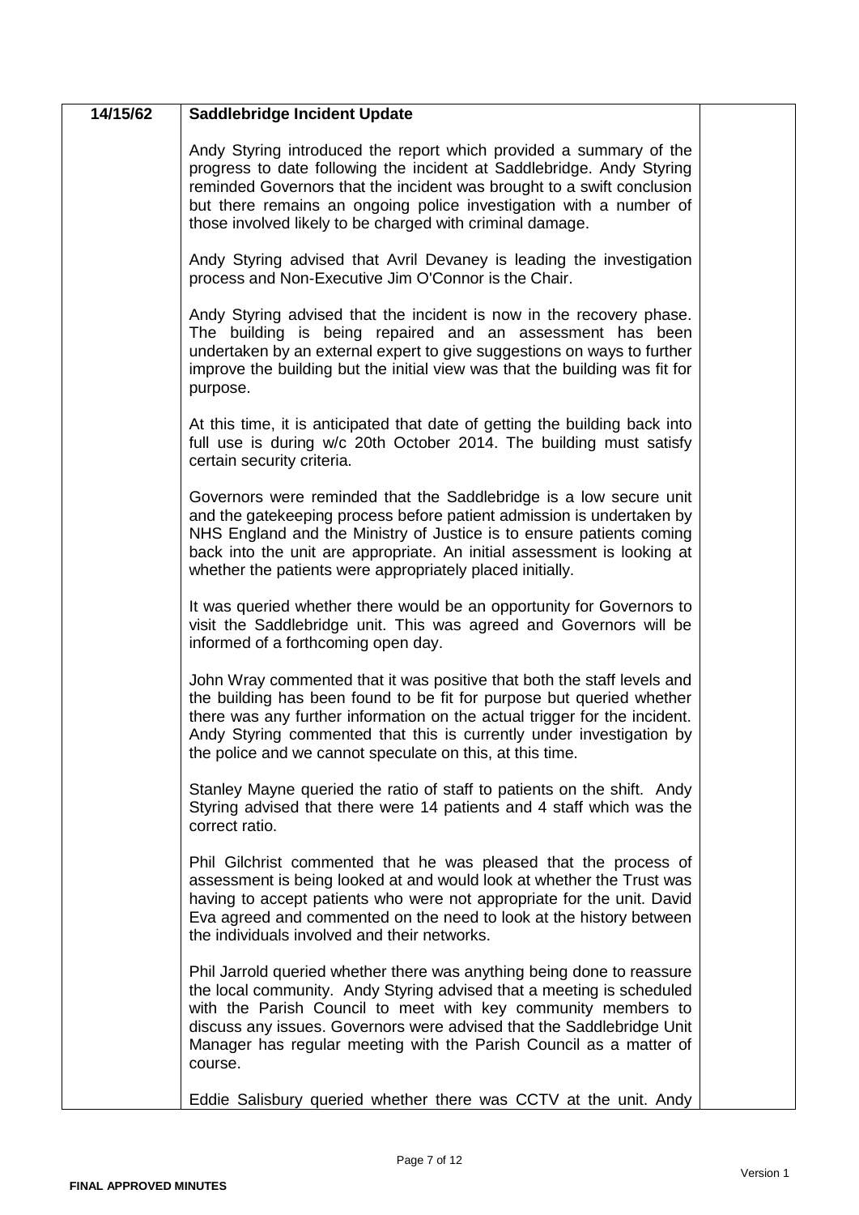| | | |
|---|---|---|
| 14/15/62 | **Saddlebridge Incident Update**<br><br>Andy Styring introduced the report which provided a summary of the progress to date following the incident at Saddlebridge. Andy Styring reminded Governors that the incident was brought to a swift conclusion but there remains an ongoing police investigation with a number of those involved likely to be charged with criminal damage.<br><br>Andy Styring advised that Avril Devaney is leading the investigation process and Non-Executive Jim O'Connor is the Chair.<br><br>Andy Styring advised that the incident is now in the recovery phase. The building is being repaired and an assessment has been undertaken by an external expert to give suggestions on ways to further improve the building but the initial view was that the building was fit for purpose.<br><br>At this time, it is anticipated that date of getting the building back into full use is during w/c 20th October 2014. The building must satisfy certain security criteria.<br><br>Governors were reminded that the Saddlebridge is a low secure unit and the gatekeeping process before patient admission is undertaken by NHS England and the Ministry of Justice is to ensure patients coming back into the unit are appropriate. An initial assessment is looking at whether the patients were appropriately placed initially.<br><br>It was queried whether there would be an opportunity for Governors to visit the Saddlebridge unit. This was agreed and Governors will be informed of a forthcoming open day.<br><br>John Wray commented that it was positive that both the staff levels and the building has been found to be fit for purpose but queried whether there was any further information on the actual trigger for the incident. Andy Styring commented that this is currently under investigation by the police and we cannot speculate on this, at this time.<br><br>Stanley Mayne queried the ratio of staff to patients on the shift. Andy Styring advised that there were 14 patients and 4 staff which was the correct ratio.<br><br>Phil Gilchrist commented that he was pleased that the process of assessment is being looked at and would look at whether the Trust was having to accept patients who were not appropriate for the unit. David Eva agreed and commented on the need to look at the history between the individuals involved and their networks.<br><br>Phil Jarrold queried whether there was anything being done to reassure the local community. Andy Styring advised that a meeting is scheduled with the Parish Council to meet with key community members to discuss any issues. Governors were advised that the Saddlebridge Unit Manager has regular meeting with the Parish Council as a matter of course.<br><br>Eddie Salisbury queried whether there was CCTV at the unit. Andy | |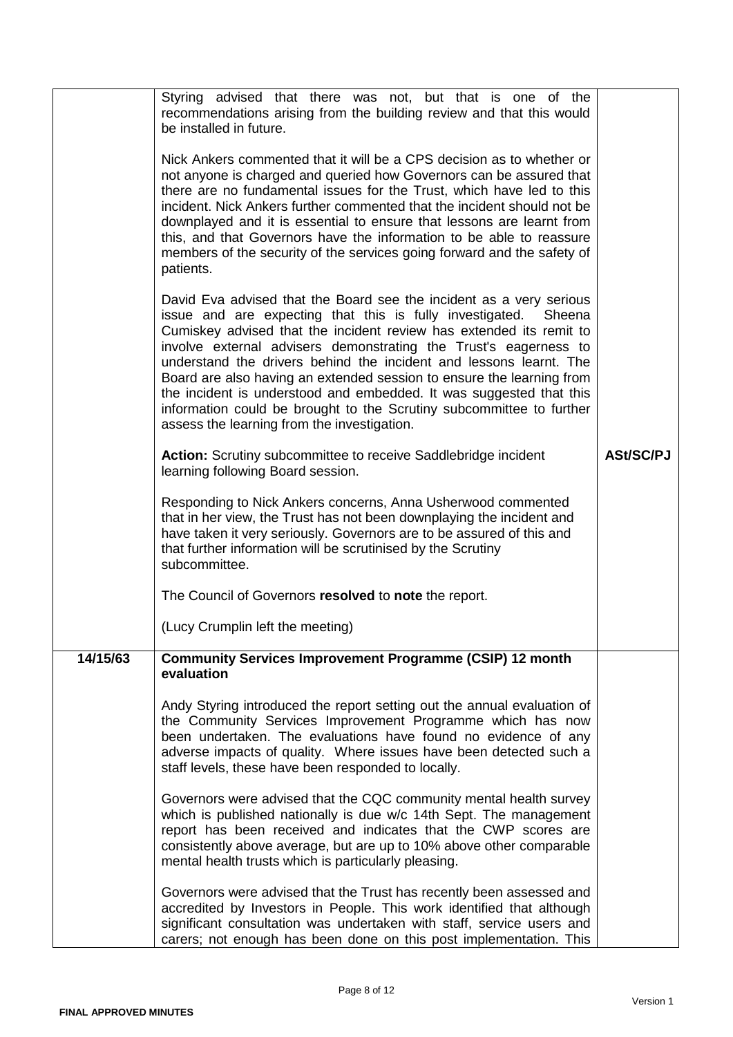| | | |
|---|---|---|
| | Styring advised that there was not, but that is one of the recommendations arising from the building review and that this would be installed in future.<br><br>Nick Ankers commented that it will be a CPS decision as to whether or not anyone is charged and queried how Governors can be assured that there are no fundamental issues for the Trust, which have led to this incident. Nick Ankers further commented that the incident should not be downplayed and it is essential to ensure that lessons are learnt from this, and that Governors have the information to be able to reassure members of the security of the services going forward and the safety of patients.<br><br>David Eva advised that the Board see the incident as a very serious issue and are expecting that this is fully investigated. Sheena Cumiskey advised that the incident review has extended its remit to involve external advisers demonstrating the Trust's eagerness to understand the drivers behind the incident and lessons learnt. The Board are also having an extended session to ensure the learning from the incident is understood and embedded. It was suggested that this information could be brought to the Scrutiny subcommittee to further assess the learning from the investigation. | |
| | **Action:** Scrutiny subcommittee to receive Saddlebridge incident learning following Board session. | **ASt/SC/PJ** |
| | Responding to Nick Ankers concerns, Anna Usherwood commented that in her view, the Trust has not been downplaying the incident and have taken it very seriously. Governors are to be assured of this and that further information will be scrutinised by the Scrutiny subcommittee.<br><br>The Council of Governors **resolved** to **note** the report.<br><br>(Lucy Crumplin left the meeting) | |
| **14/15/63** | **Community Services Improvement Programme (CSIP) 12 month evaluation**<br><br>Andy Styring introduced the report setting out the annual evaluation of the Community Services Improvement Programme which has now been undertaken. The evaluations have found no evidence of any adverse impacts of quality. Where issues have been detected such a staff levels, these have been responded to locally.<br><br>Governors were advised that the CQC community mental health survey which is published nationally is due w/c 14th Sept. The management report has been received and indicates that the CWP scores are consistently above average, but are up to 10% above other comparable mental health trusts which is particularly pleasing.<br><br>Governors were advised that the Trust has recently been assessed and accredited by Investors in People. This work identified that although significant consultation was undertaken with staff, service users and carers; not enough has been done on this post implementation. This | |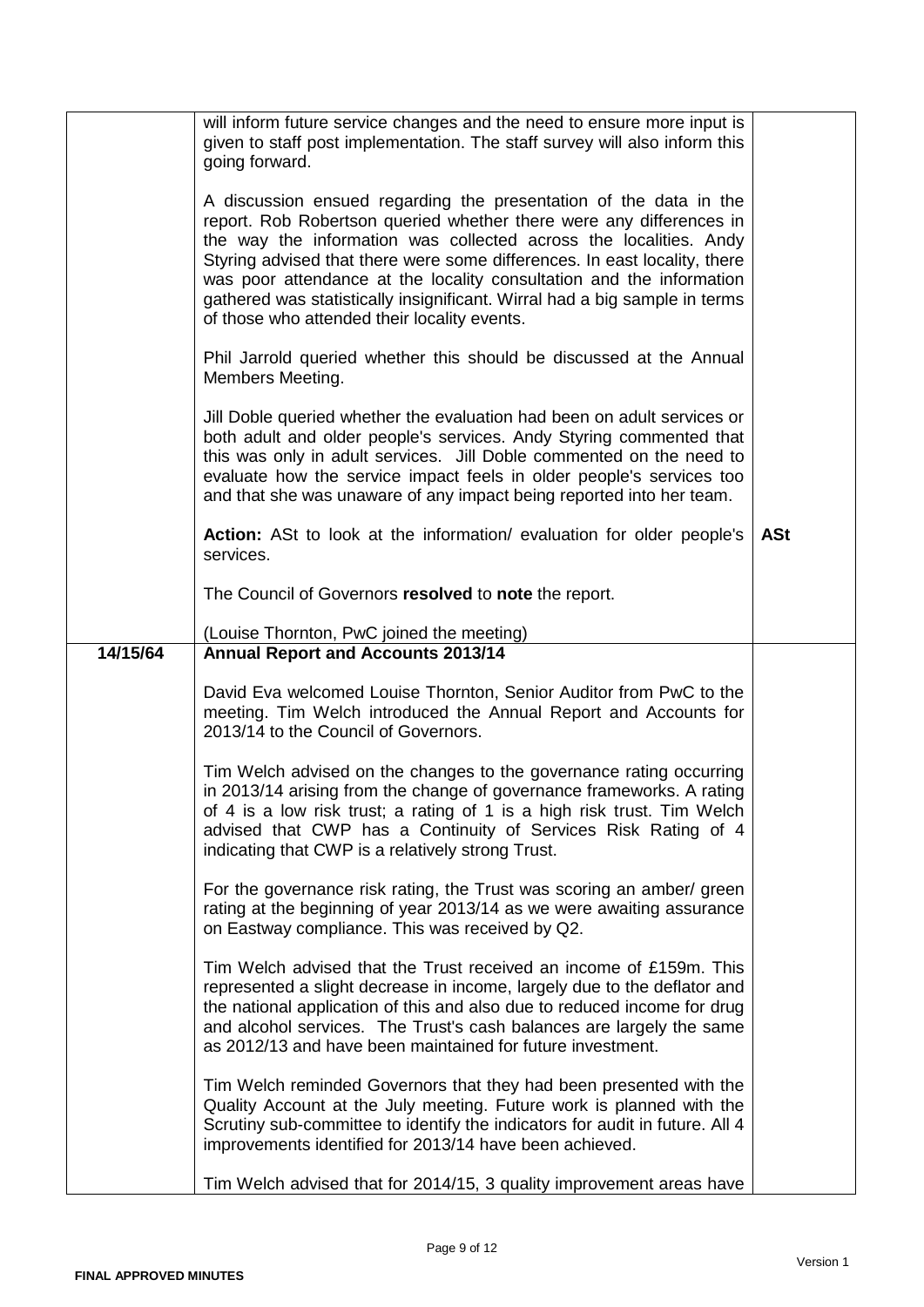| | | |
|---|---|---|
| | will inform future service changes and the need to ensure more input is given to staff post implementation. The staff survey will also inform this going forward.<br><br>A discussion ensued regarding the presentation of the data in the report. Rob Robertson queried whether there were any differences in the way the information was collected across the localities. Andy Styring advised that there were some differences. In east locality, there was poor attendance at the locality consultation and the information gathered was statistically insignificant. Wirral had a big sample in terms of those who attended their locality events.<br><br>Phil Jarrold queried whether this should be discussed at the Annual Members Meeting.<br><br>Jill Doble queried whether the evaluation had been on adult services or both adult and older people's services. Andy Styring commented that this was only in adult services. Jill Doble commented on the need to evaluate how the service impact feels in older people's services too and that she was unaware of any impact being reported into her team.<br><br>**Action:** ASt to look at the information/ evaluation for older people's services.<br><br>The Council of Governors **resolved** to **note** the report.<br><br>(Louise Thornton, PwC joined the meeting) | **ASt** |
| **14/15/64** | **Annual Report and Accounts 2013/14**<br><br>David Eva welcomed Louise Thornton, Senior Auditor from PwC to the meeting. Tim Welch introduced the Annual Report and Accounts for 2013/14 to the Council of Governors.<br><br>Tim Welch advised on the changes to the governance rating occurring in 2013/14 arising from the change of governance frameworks. A rating of 4 is a low risk trust; a rating of 1 is a high risk trust. Tim Welch advised that CWP has a Continuity of Services Risk Rating of 4 indicating that CWP is a relatively strong Trust.<br><br>For the governance risk rating, the Trust was scoring an amber/ green rating at the beginning of year 2013/14 as we were awaiting assurance on Eastway compliance. This was received by Q2.<br><br>Tim Welch advised that the Trust received an income of £159m. This represented a slight decrease in income, largely due to the deflator and the national application of this and also due to reduced income for drug and alcohol services. The Trust's cash balances are largely the same as 2012/13 and have been maintained for future investment.<br><br>Tim Welch reminded Governors that they had been presented with the Quality Account at the July meeting. Future work is planned with the Scrutiny sub-committee to identify the indicators for audit in future. All 4 improvements identified for 2013/14 have been achieved.<br><br>Tim Welch advised that for 2014/15, 3 quality improvement areas have | |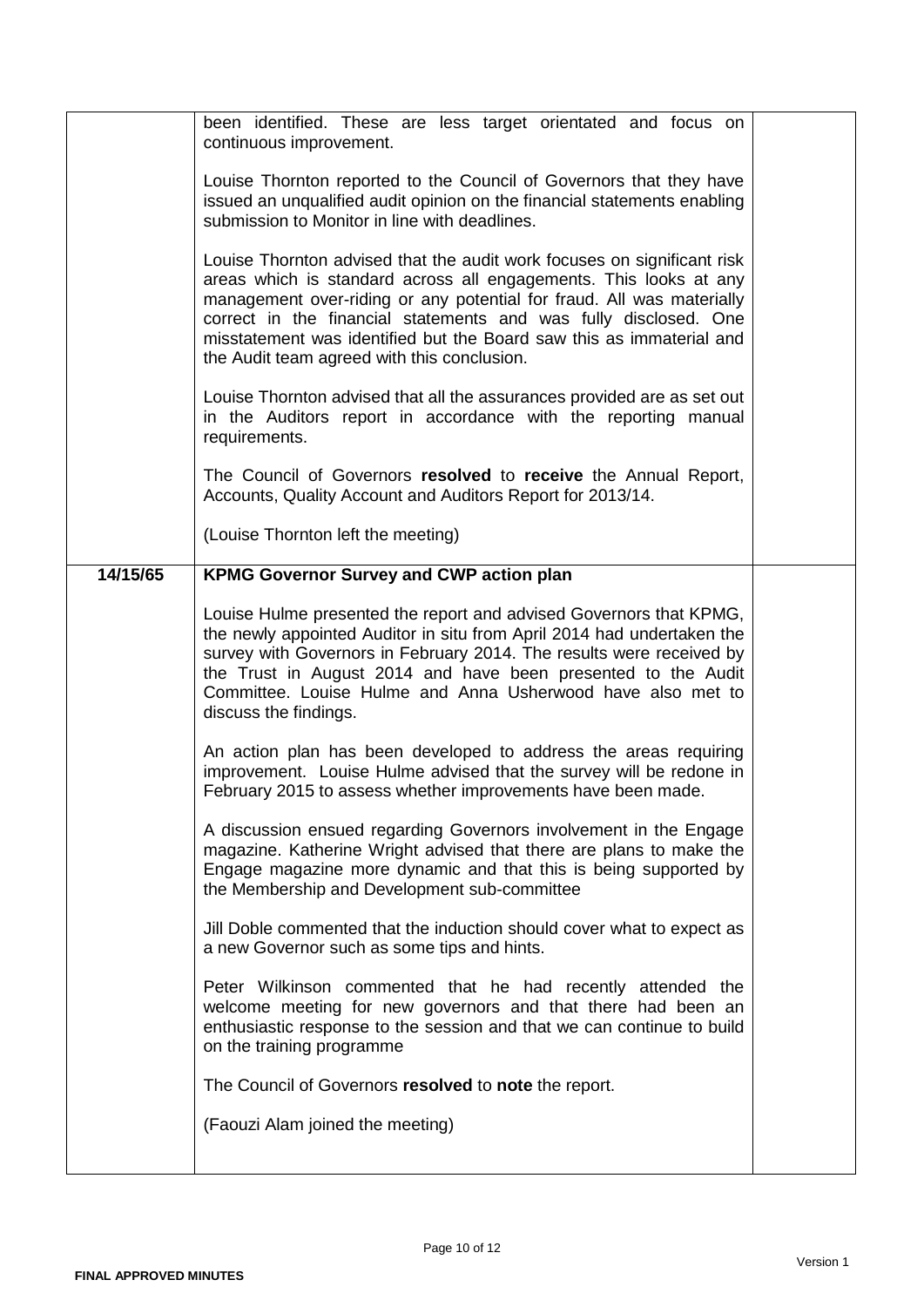| | | |
|---|---|---|
| | been identified. These are less target orientated and focus on continuous improvement.<br><br>Louise Thornton reported to the Council of Governors that they have issued an unqualified audit opinion on the financial statements enabling submission to Monitor in line with deadlines.<br><br>Louise Thornton advised that the audit work focuses on significant risk areas which is standard across all engagements. This looks at any management over-riding or any potential for fraud. All was materially correct in the financial statements and was fully disclosed. One misstatement was identified but the Board saw this as immaterial and the Audit team agreed with this conclusion.<br><br>Louise Thornton advised that all the assurances provided are as set out in the Auditors report in accordance with the reporting manual requirements.<br><br>The Council of Governors **resolved** to **receive** the Annual Report, Accounts, Quality Account and Auditors Report for 2013/14.<br><br>(Louise Thornton left the meeting) | |
| **14/15/65** | **KPMG Governor Survey and CWP action plan**<br><br>Louise Hulme presented the report and advised Governors that KPMG, the newly appointed Auditor in situ from April 2014 had undertaken the survey with Governors in February 2014. The results were received by the Trust in August 2014 and have been presented to the Audit Committee. Louise Hulme and Anna Usherwood have also met to discuss the findings.<br><br>An action plan has been developed to address the areas requiring improvement. Louise Hulme advised that the survey will be redone in February 2015 to assess whether improvements have been made.<br><br>A discussion ensued regarding Governors involvement in the Engage magazine. Katherine Wright advised that there are plans to make the Engage magazine more dynamic and that this is being supported by the Membership and Development sub-committee<br><br>Jill Doble commented that the induction should cover what to expect as a new Governor such as some tips and hints.<br><br>Peter Wilkinson commented that he had recently attended the welcome meeting for new governors and that there had been an enthusiastic response to the session and that we can continue to build on the training programme<br><br>The Council of Governors **resolved** to **note** the report.<br><br>(Faouzi Alam joined the meeting) | |

**FINAL APPROVED MINUTES**

Version 1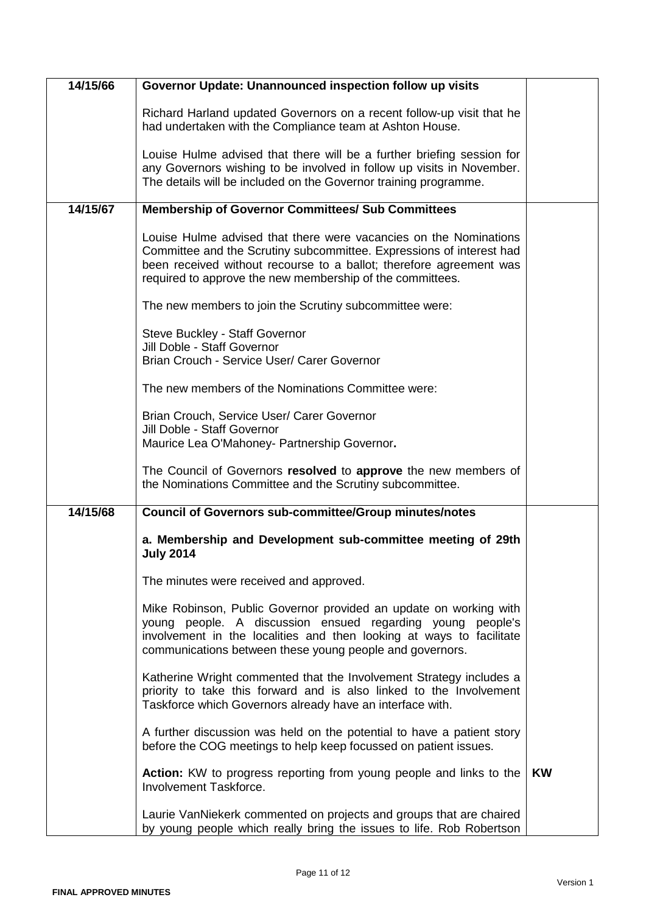| | | |
|---|---|---|
| **14/15/66** | **Governor Update: Unannounced inspection follow up visits**<br><br>Richard Harland updated Governors on a recent follow-up visit that he had undertaken with the Compliance team at Ashton House.<br><br>Louise Hulme advised that there will be a further briefing session for any Governors wishing to be involved in follow up visits in November. The details will be included on the Governor training programme. | |
| **14/15/67** | **Membership of Governor Committees/ Sub Committees**<br><br>Louise Hulme advised that there were vacancies on the Nominations Committee and the Scrutiny subcommittee. Expressions of interest had been received without recourse to a ballot; therefore agreement was required to approve the new membership of the committees.<br><br>The new members to join the Scrutiny subcommittee were:<br><br>Steve Buckley - Staff Governor<br>Jill Doble - Staff Governor<br>Brian Crouch - Service User/ Carer Governor<br><br>The new members of the Nominations Committee were:<br><br>Brian Crouch, Service User/ Carer Governor<br>Jill Doble - Staff Governor<br>Maurice Lea O'Mahoney- Partnership Governor**.**<br><br>The Council of Governors **resolved** to **approve** the new members of the Nominations Committee and the Scrutiny subcommittee. | |
| **14/15/68** | **Council of Governors sub-committee/Group minutes/notes**<br><br>**a. Membership and Development sub-committee meeting of 29th July 2014**<br><br>The minutes were received and approved.<br><br>Mike Robinson, Public Governor provided an update on working with young people. A discussion ensued regarding young people's involvement in the localities and then looking at ways to facilitate communications between these young people and governors.<br><br>Katherine Wright commented that the Involvement Strategy includes a priority to take this forward and is also linked to the Involvement Taskforce which Governors already have an interface with.<br><br>A further discussion was held on the potential to have a patient story before the COG meetings to help keep focussed on patient issues.<br><br>**Action:** KW to progress reporting from young people and links to the Involvement Taskforce.<br><br>Laurie VanNiekerk commented on projects and groups that are chaired by young people which really bring the issues to life. Rob Robertson | **KW** |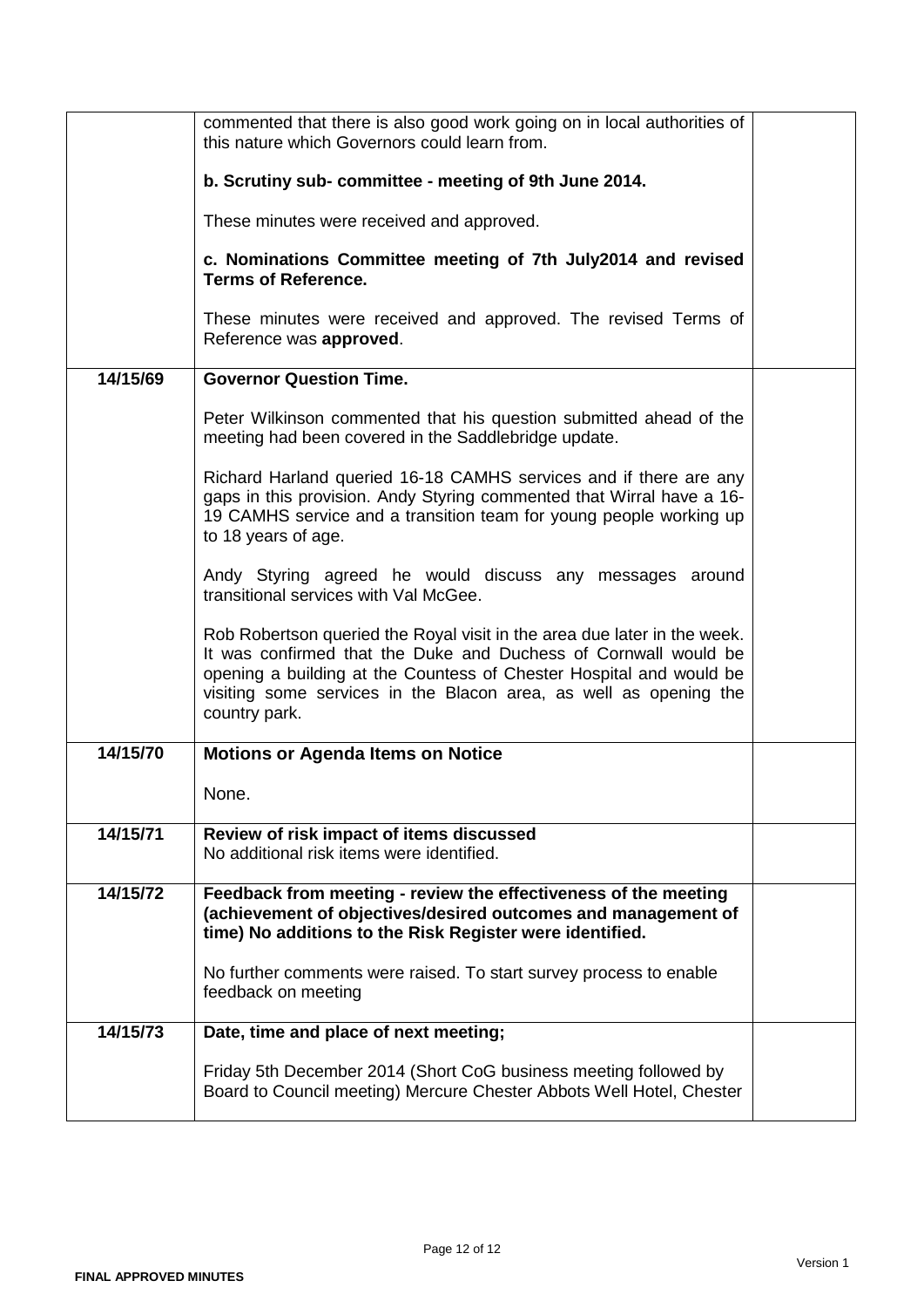| | | |
|---|---|---|
| | commented that there is also good work going on in local authorities of this nature which Governors could learn from.<br><br>**b. Scrutiny sub- committee - meeting of 9th June 2014.**<br><br>These minutes were received and approved.<br><br>**c. Nominations Committee meeting of 7th July2014 and revised Terms of Reference.**<br><br>These minutes were received and approved. The revised Terms of Reference was **approved**. | |
| **14/15/69** | **Governor Question Time.**<br><br>Peter Wilkinson commented that his question submitted ahead of the meeting had been covered in the Saddlebridge update.<br><br>Richard Harland queried 16-18 CAMHS services and if there are any gaps in this provision. Andy Styring commented that Wirral have a 16-19 CAMHS service and a transition team for young people working up to 18 years of age.<br><br>Andy Styring agreed he would discuss any messages around transitional services with Val McGee.<br><br>Rob Robertson queried the Royal visit in the area due later in the week. It was confirmed that the Duke and Duchess of Cornwall would be opening a building at the Countess of Chester Hospital and would be visiting some services in the Blacon area, as well as opening the country park. | |
| **14/15/70** | **Motions or Agenda Items on Notice**<br><br>None. | |
| **14/15/71** | **Review of risk impact of items discussed**<br>No additional risk items were identified. | |
| **14/15/72** | **Feedback from meeting - review the effectiveness of the meeting (achievement of objectives/desired outcomes and management of time) No additions to the Risk Register were identified.**<br><br>No further comments were raised. To start survey process to enable feedback on meeting | |
| **14/15/73** | **Date, time and place of next meeting;**<br><br>Friday 5th December 2014 (Short CoG business meeting followed by Board to Council meeting) Mercure Chester Abbots Well Hotel, Chester | |

Version 1

**FINAL APPROVED MINUTES**